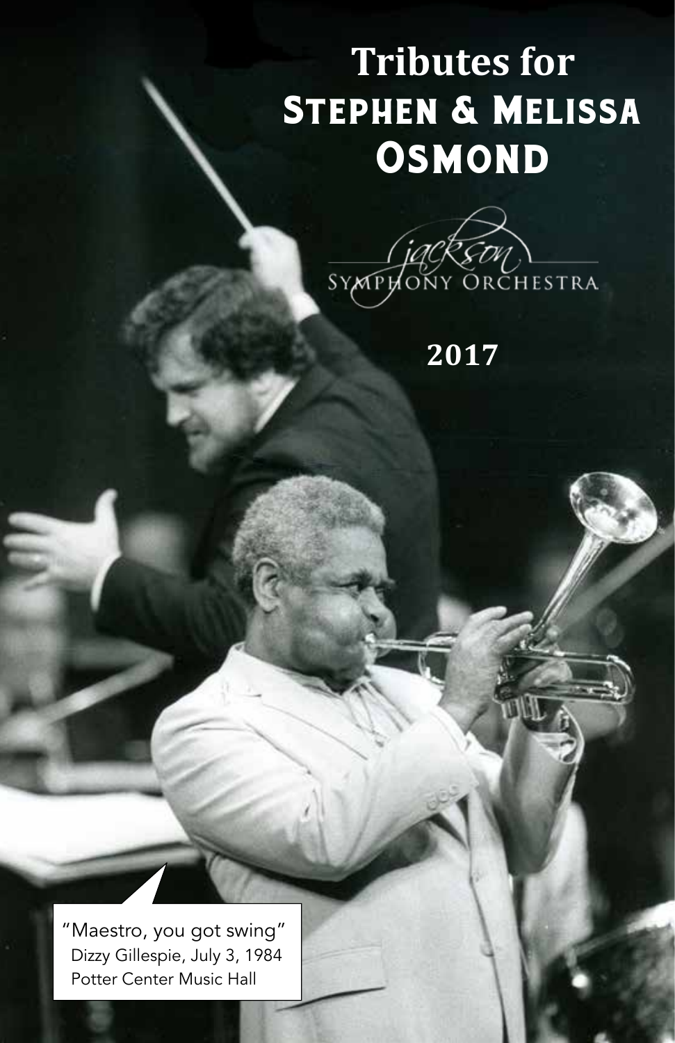# Tributes for
# Stephen & Melissa Osmond

Jackson Symphony Orchestra

**2017**

"Maestro, you got swing"
Dizzy Gillespie, July 3, 1984
Potter Center Music Hall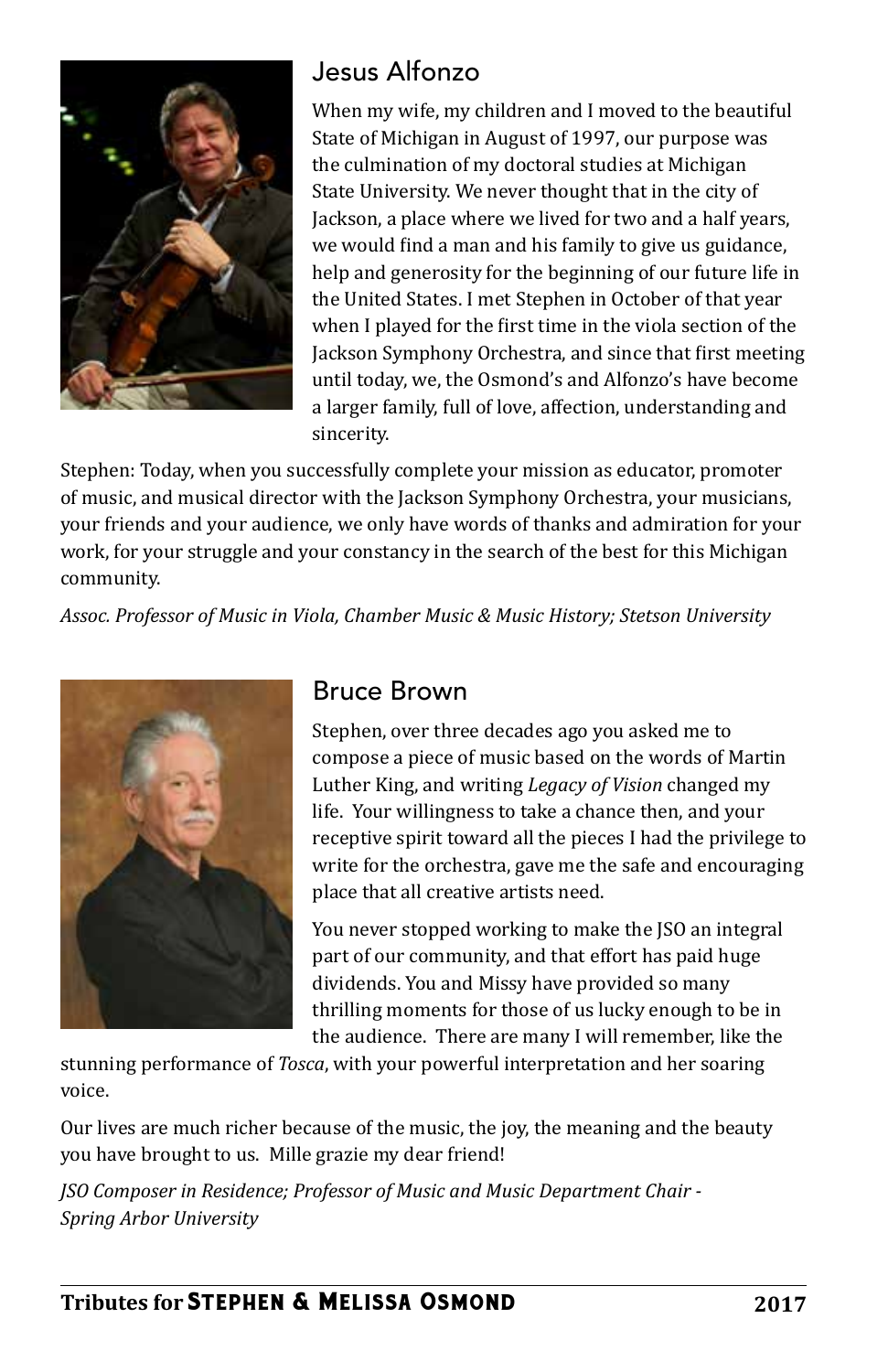## Jesus Alfonzo

When my wife, my children and I moved to the beautiful State of Michigan in August of 1997, our purpose was the culmination of my doctoral studies at Michigan State University. We never thought that in the city of Jackson, a place where we lived for two and a half years, we would find a man and his family to give us guidance, help and generosity for the beginning of our future life in the United States. I met Stephen in October of that year when I played for the first time in the viola section of the Jackson Symphony Orchestra, and since that first meeting until today, we, the Osmond's and Alfonzo's have become a larger family, full of love, affection, understanding and sincerity.

Stephen: Today, when you successfully complete your mission as educator, promoter of music, and musical director with the Jackson Symphony Orchestra, your musicians, your friends and your audience, we only have words of thanks and admiration for your work, for your struggle and your constancy in the search of the best for this Michigan community.

*Assoc. Professor of Music in Viola, Chamber Music & Music History; Stetson University*

## Bruce Brown

Stephen, over three decades ago you asked me to compose a piece of music based on the words of Martin Luther King, and writing *Legacy of Vision* changed my life. Your willingness to take a chance then, and your receptive spirit toward all the pieces I had the privilege to write for the orchestra, gave me the safe and encouraging place that all creative artists need.

You never stopped working to make the JSO an integral part of our community, and that effort has paid huge dividends. You and Missy have provided so many thrilling moments for those of us lucky enough to be in the audience. There are many I will remember, like the stunning performance of *Tosca*, with your powerful interpretation and her soaring voice.

Our lives are much richer because of the music, the joy, the meaning and the beauty you have brought to us. Mille grazie my dear friend!

*JSO Composer in Residence; Professor of Music and Music Department Chair - Spring Arbor University*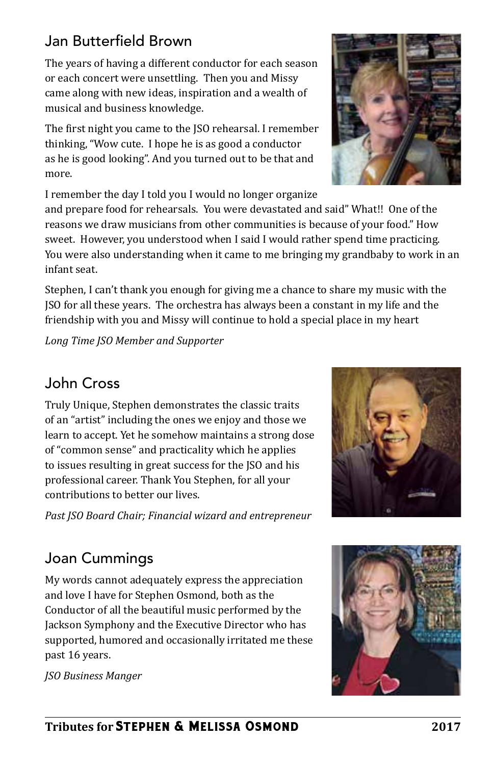## Jan Butterfield Brown

The years of having a different conductor for each season or each concert were unsettling.  Then you and Missy came along with new ideas, inspiration and a wealth of musical and business knowledge.

The first night you came to the JSO rehearsal. I remember thinking, "Wow cute.  I hope he is as good a conductor as he is good looking". And you turned out to be that and more.

I remember the day I told you I would no longer organize and prepare food for rehearsals.  You were devastated and said" What!!  One of the reasons we draw musicians from other communities is because of your food." How sweet.  However, you understood when I said I would rather spend time practicing. You were also understanding when it came to me bringing my grandbaby to work in an infant seat.

Stephen, I can't thank you enough for giving me a chance to share my music with the JSO for all these years.  The orchestra has always been a constant in my life and the friendship with you and Missy will continue to hold a special place in my heart

*Long Time JSO Member and Supporter*

## John Cross

Truly Unique, Stephen demonstrates the classic traits of an "artist" including the ones we enjoy and those we learn to accept. Yet he somehow maintains a strong dose of "common sense" and practicality which he applies to issues resulting in great success for the JSO and his professional career. Thank You Stephen, for all your contributions to better our lives.

*Past JSO Board Chair; Financial wizard and entrepreneur*

## Joan Cummings

My words cannot adequately express the appreciation and love I have for Stephen Osmond, both as the Conductor of all the beautiful music performed by the Jackson Symphony and the Executive Director who has supported, humored and occasionally irritated me these past 16 years.

*JSO Business Manger*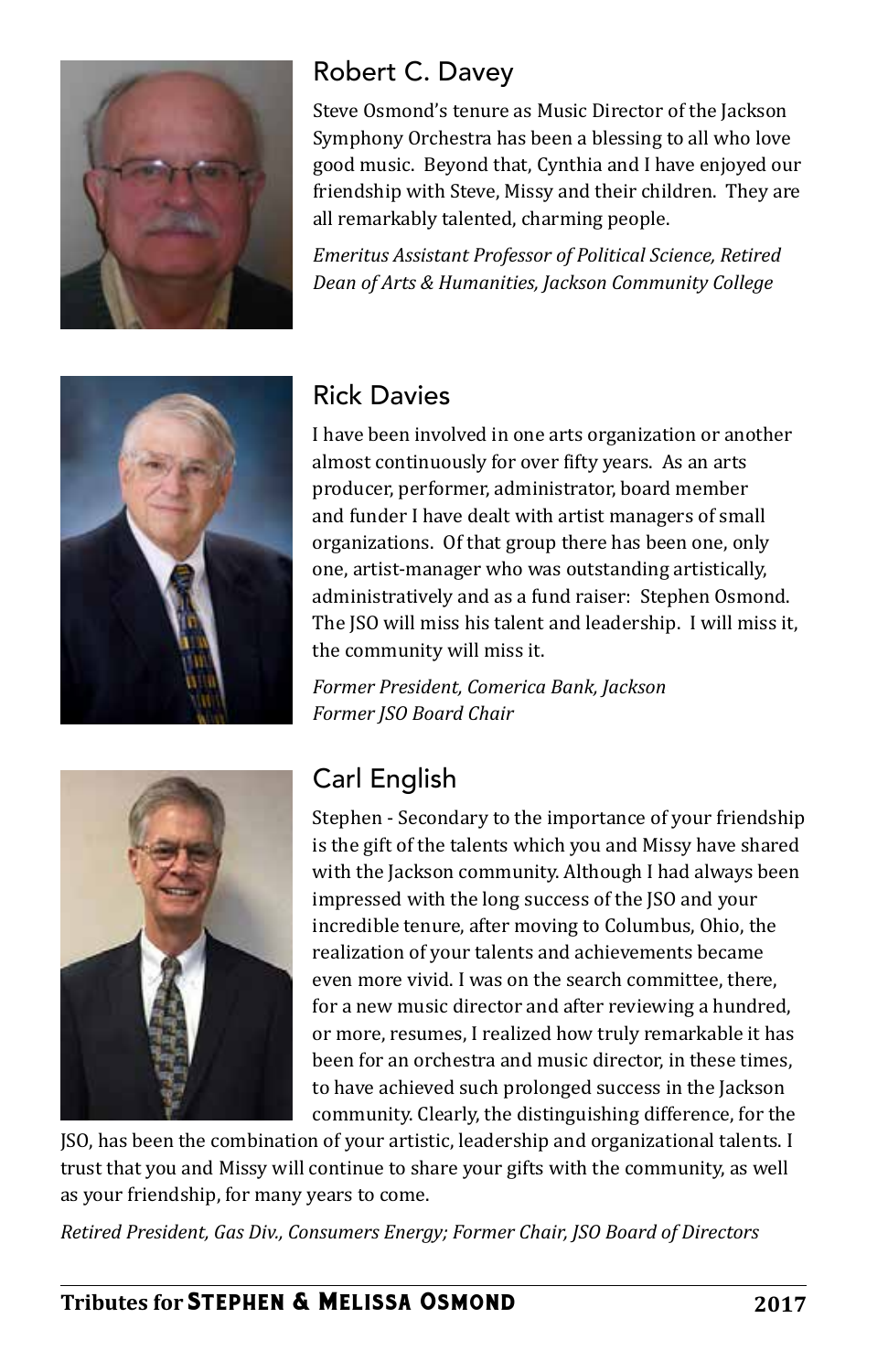## Robert C. Davey

Steve Osmond's tenure as Music Director of the Jackson Symphony Orchestra has been a blessing to all who love good music. Beyond that, Cynthia and I have enjoyed our friendship with Steve, Missy and their children. They are all remarkably talented, charming people.

*Emeritus Assistant Professor of Political Science, Retired Dean of Arts & Humanities, Jackson Community College*

## Rick Davies

I have been involved in one arts organization or another almost continuously for over fifty years. As an arts producer, performer, administrator, board member and funder I have dealt with artist managers of small organizations. Of that group there has been one, only one, artist-manager who was outstanding artistically, administratively and as a fund raiser: Stephen Osmond. The JSO will miss his talent and leadership. I will miss it, the community will miss it.

*Former President, Comerica Bank, Jackson*
*Former JSO Board Chair*

## Carl English

Stephen - Secondary to the importance of your friendship is the gift of the talents which you and Missy have shared with the Jackson community. Although I had always been impressed with the long success of the JSO and your incredible tenure, after moving to Columbus, Ohio, the realization of your talents and achievements became even more vivid. I was on the search committee, there, for a new music director and after reviewing a hundred, or more, resumes, I realized how truly remarkable it has been for an orchestra and music director, in these times, to have achieved such prolonged success in the Jackson community. Clearly, the distinguishing difference, for the JSO, has been the combination of your artistic, leadership and organizational talents. I trust that you and Missy will continue to share your gifts with the community, as well as your friendship, for many years to come.

*Retired President, Gas Div., Consumers Energy; Former Chair, JSO Board of Directors*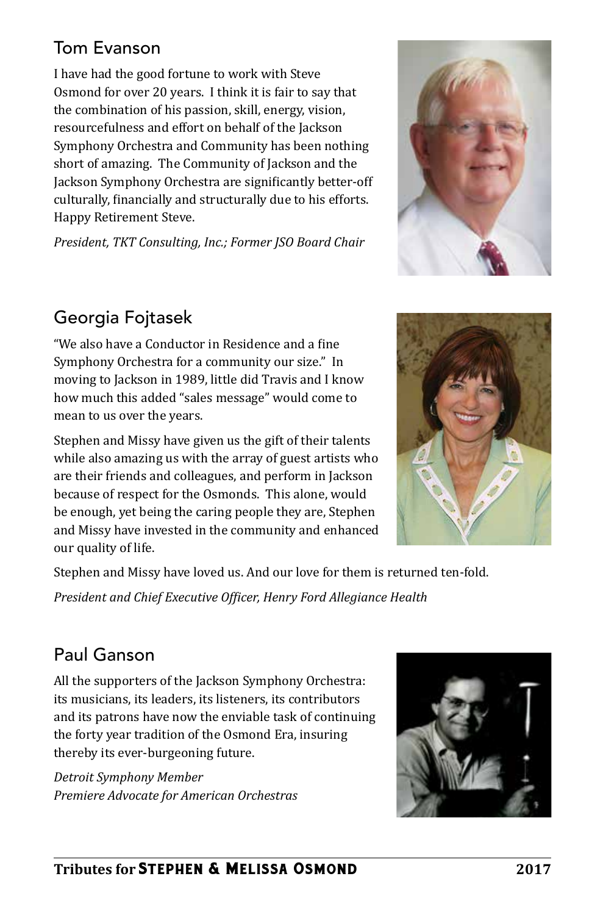## Tom Evanson

I have had the good fortune to work with Steve Osmond for over 20 years. I think it is fair to say that the combination of his passion, skill, energy, vision, resourcefulness and effort on behalf of the Jackson Symphony Orchestra and Community has been nothing short of amazing. The Community of Jackson and the Jackson Symphony Orchestra are significantly better-off culturally, financially and structurally due to his efforts. Happy Retirement Steve.

*President, TKT Consulting, Inc.; Former JSO Board Chair*

## Georgia Fojtasek

"We also have a Conductor in Residence and a fine Symphony Orchestra for a community our size." In moving to Jackson in 1989, little did Travis and I know how much this added "sales message" would come to mean to us over the years.

Stephen and Missy have given us the gift of their talents while also amazing us with the array of guest artists who are their friends and colleagues, and perform in Jackson because of respect for the Osmonds. This alone, would be enough, yet being the caring people they are, Stephen and Missy have invested in the community and enhanced our quality of life.

Stephen and Missy have loved us. And our love for them is returned ten-fold.

*President and Chief Executive Officer, Henry Ford Allegiance Health*

## Paul Ganson

All the supporters of the Jackson Symphony Orchestra: its musicians, its leaders, its listeners, its contributors and its patrons have now the enviable task of continuing the forty year tradition of the Osmond Era, insuring thereby its ever-burgeoning future.

*Detroit Symphony Member*
*Premiere Advocate for American Orchestras*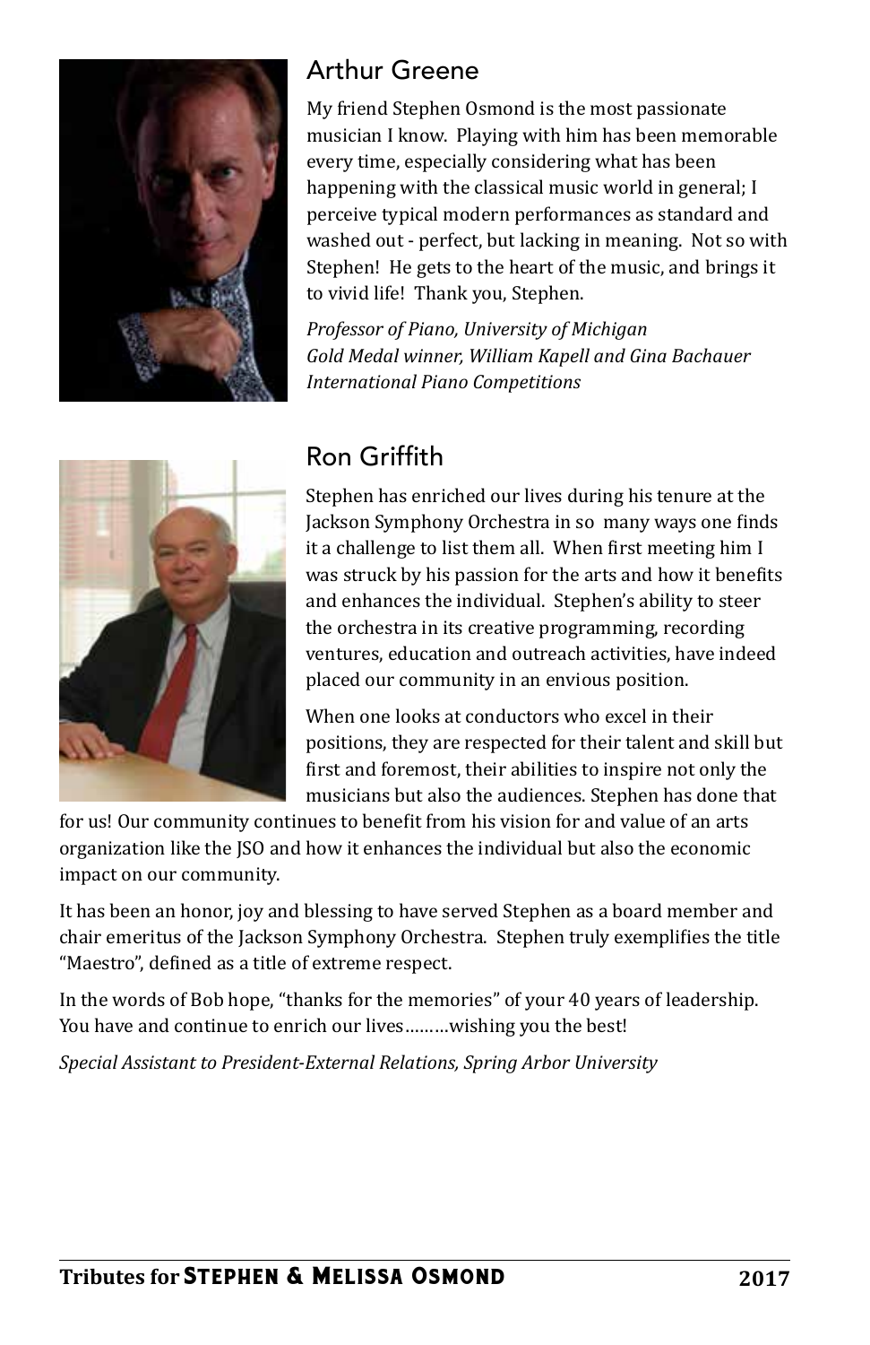## Arthur Greene

My friend Stephen Osmond is the most passionate musician I know. Playing with him has been memorable every time, especially considering what has been happening with the classical music world in general; I perceive typical modern performances as standard and washed out - perfect, but lacking in meaning. Not so with Stephen! He gets to the heart of the music, and brings it to vivid life! Thank you, Stephen.

*Professor of Piano, University of Michigan*
*Gold Medal winner, William Kapell and Gina Bachauer International Piano Competitions*

## Ron Griffith

Stephen has enriched our lives during his tenure at the Jackson Symphony Orchestra in so many ways one finds it a challenge to list them all. When first meeting him I was struck by his passion for the arts and how it benefits and enhances the individual. Stephen's ability to steer the orchestra in its creative programming, recording ventures, education and outreach activities, have indeed placed our community in an envious position.

When one looks at conductors who excel in their positions, they are respected for their talent and skill but first and foremost, their abilities to inspire not only the musicians but also the audiences. Stephen has done that for us! Our community continues to benefit from his vision for and value of an arts organization like the JSO and how it enhances the individual but also the economic impact on our community.

It has been an honor, joy and blessing to have served Stephen as a board member and chair emeritus of the Jackson Symphony Orchestra. Stephen truly exemplifies the title "Maestro", defined as a title of extreme respect.

In the words of Bob hope, "thanks for the memories" of your 40 years of leadership. You have and continue to enrich our lives………wishing you the best!

*Special Assistant to President-External Relations, Spring Arbor University*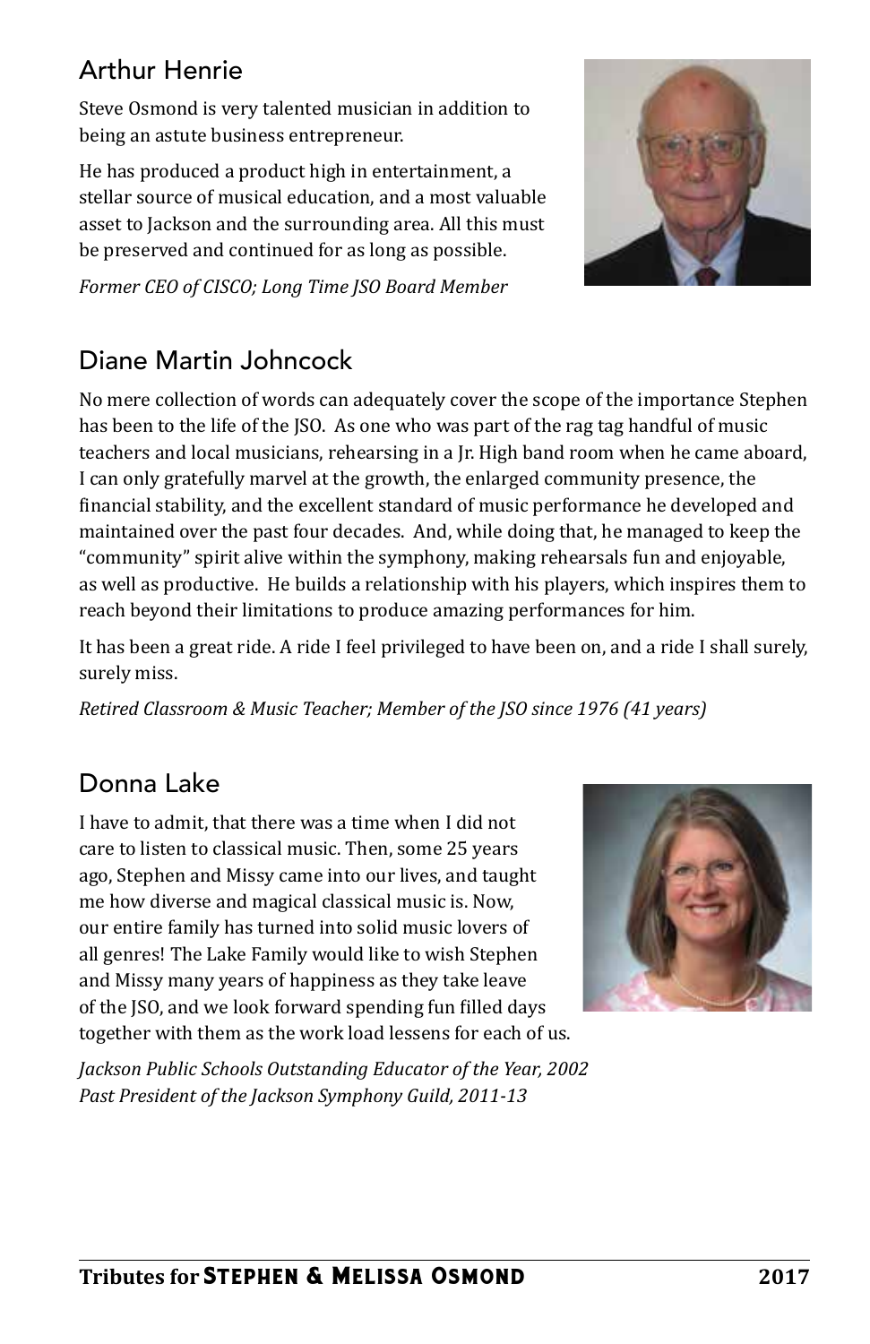## Arthur Henrie

Steve Osmond is very talented musician in addition to being an astute business entrepreneur.

He has produced a product high in entertainment, a stellar source of musical education, and a most valuable asset to Jackson and the surrounding area. All this must be preserved and continued for as long as possible.

*Former CEO of CISCO; Long Time JSO Board Member*

## Diane Martin Johncock

No mere collection of words can adequately cover the scope of the importance Stephen has been to the life of the JSO. As one who was part of the rag tag handful of music teachers and local musicians, rehearsing in a Jr. High band room when he came aboard, I can only gratefully marvel at the growth, the enlarged community presence, the financial stability, and the excellent standard of music performance he developed and maintained over the past four decades. And, while doing that, he managed to keep the "community" spirit alive within the symphony, making rehearsals fun and enjoyable, as well as productive. He builds a relationship with his players, which inspires them to reach beyond their limitations to produce amazing performances for him.

It has been a great ride. A ride I feel privileged to have been on, and a ride I shall surely, surely miss.

*Retired Classroom & Music Teacher; Member of the JSO since 1976 (41 years)*

## Donna Lake

I have to admit, that there was a time when I did not care to listen to classical music. Then, some 25 years ago, Stephen and Missy came into our lives, and taught me how diverse and magical classical music is. Now, our entire family has turned into solid music lovers of all genres! The Lake Family would like to wish Stephen and Missy many years of happiness as they take leave of the JSO, and we look forward spending fun filled days together with them as the work load lessens for each of us.

*Jackson Public Schools Outstanding Educator of the Year, 2002*
*Past President of the Jackson Symphony Guild, 2011-13*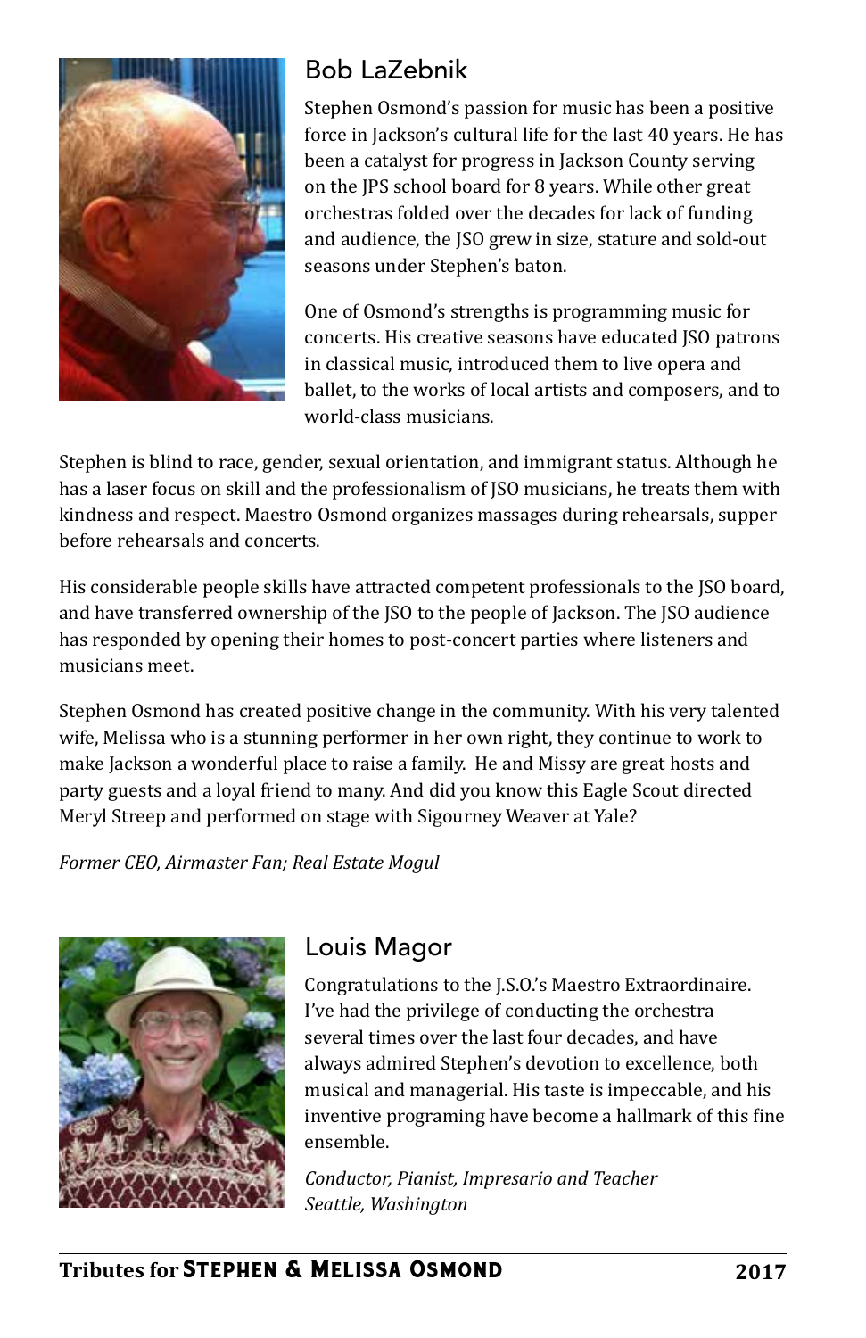## Bob LaZebnik

Stephen Osmond's passion for music has been a positive force in Jackson's cultural life for the last 40 years. He has been a catalyst for progress in Jackson County serving on the JPS school board for 8 years. While other great orchestras folded over the decades for lack of funding and audience, the JSO grew in size, stature and sold-out seasons under Stephen's baton.

One of Osmond's strengths is programming music for concerts. His creative seasons have educated JSO patrons in classical music, introduced them to live opera and ballet, to the works of local artists and composers, and to world-class musicians.

Stephen is blind to race, gender, sexual orientation, and immigrant status. Although he has a laser focus on skill and the professionalism of JSO musicians, he treats them with kindness and respect. Maestro Osmond organizes massages during rehearsals, supper before rehearsals and concerts.

His considerable people skills have attracted competent professionals to the JSO board, and have transferred ownership of the JSO to the people of Jackson. The JSO audience has responded by opening their homes to post-concert parties where listeners and musicians meet.

Stephen Osmond has created positive change in the community. With his very talented wife, Melissa who is a stunning performer in her own right, they continue to work to make Jackson a wonderful place to raise a family. He and Missy are great hosts and party guests and a loyal friend to many. And did you know this Eagle Scout directed Meryl Streep and performed on stage with Sigourney Weaver at Yale?

*Former CEO, Airmaster Fan; Real Estate Mogul*

## Louis Magor

Congratulations to the J.S.O.'s Maestro Extraordinaire. I've had the privilege of conducting the orchestra several times over the last four decades, and have always admired Stephen's devotion to excellence, both musical and managerial. His taste is impeccable, and his inventive programing have become a hallmark of this fine ensemble.

*Conductor, Pianist, Impresario and Teacher*
*Seattle, Washington*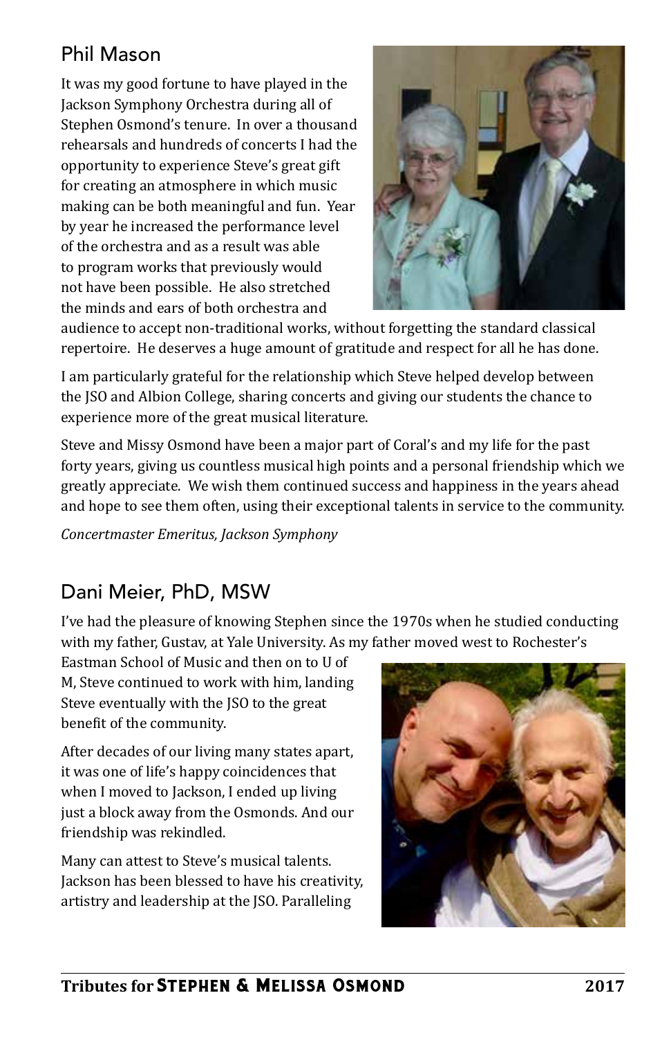## Phil Mason

It was my good fortune to have played in the Jackson Symphony Orchestra during all of Stephen Osmond's tenure. In over a thousand rehearsals and hundreds of concerts I had the opportunity to experience Steve's great gift for creating an atmosphere in which music making can be both meaningful and fun. Year by year he increased the performance level of the orchestra and as a result was able to program works that previously would not have been possible. He also stretched the minds and ears of both orchestra and audience to accept non-traditional works, without forgetting the standard classical repertoire. He deserves a huge amount of gratitude and respect for all he has done.

I am particularly grateful for the relationship which Steve helped develop between the JSO and Albion College, sharing concerts and giving our students the chance to experience more of the great musical literature.

Steve and Missy Osmond have been a major part of Coral's and my life for the past forty years, giving us countless musical high points and a personal friendship which we greatly appreciate. We wish them continued success and happiness in the years ahead and hope to see them often, using their exceptional talents in service to the community.

*Concertmaster Emeritus, Jackson Symphony*

## Dani Meier, PhD, MSW

I've had the pleasure of knowing Stephen since the 1970s when he studied conducting with my father, Gustav, at Yale University. As my father moved west to Rochester's Eastman School of Music and then on to U of M, Steve continued to work with him, landing Steve eventually with the JSO to the great benefit of the community.

After decades of our living many states apart, it was one of life's happy coincidences that when I moved to Jackson, I ended up living just a block away from the Osmonds. And our friendship was rekindled.

Many can attest to Steve's musical talents. Jackson has been blessed to have his creativity, artistry and leadership at the JSO. Paralleling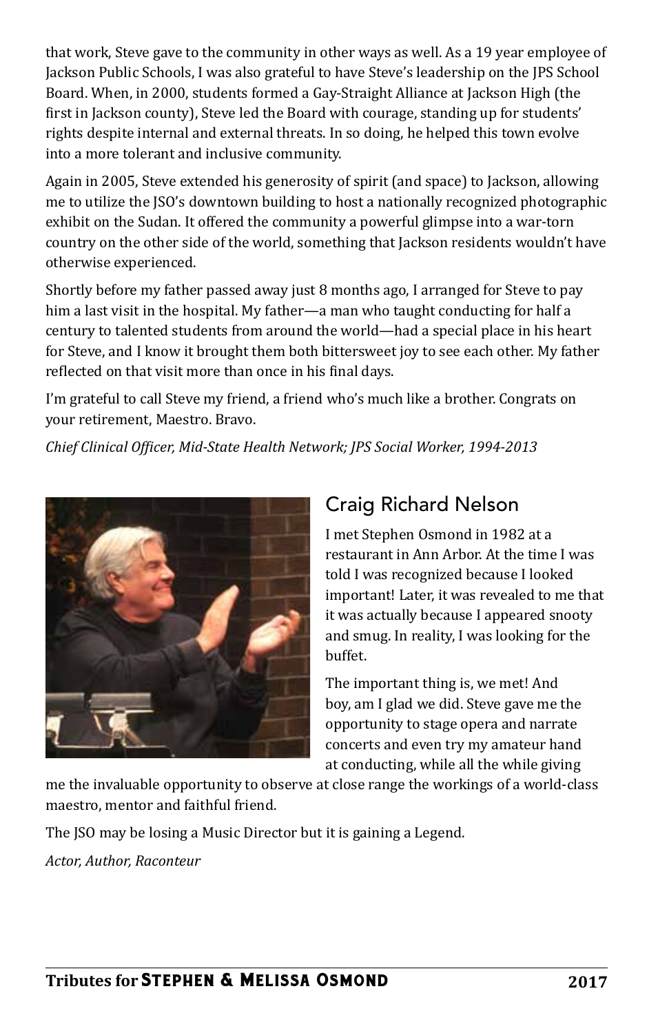that work, Steve gave to the community in other ways as well. As a 19 year employee of Jackson Public Schools, I was also grateful to have Steve's leadership on the JPS School Board. When, in 2000, students formed a Gay-Straight Alliance at Jackson High (the first in Jackson county), Steve led the Board with courage, standing up for students' rights despite internal and external threats. In so doing, he helped this town evolve into a more tolerant and inclusive community.

Again in 2005, Steve extended his generosity of spirit (and space) to Jackson, allowing me to utilize the JSO's downtown building to host a nationally recognized photographic exhibit on the Sudan. It offered the community a powerful glimpse into a war-torn country on the other side of the world, something that Jackson residents wouldn't have otherwise experienced.

Shortly before my father passed away just 8 months ago, I arranged for Steve to pay him a last visit in the hospital. My father—a man who taught conducting for half a century to talented students from around the world—had a special place in his heart for Steve, and I know it brought them both bittersweet joy to see each other. My father reflected on that visit more than once in his final days.

I'm grateful to call Steve my friend, a friend who's much like a brother. Congrats on your retirement, Maestro. Bravo.

*Chief Clinical Officer, Mid-State Health Network; JPS Social Worker, 1994-2013*

## Craig Richard Nelson

I met Stephen Osmond in 1982 at a restaurant in Ann Arbor. At the time I was told I was recognized because I looked important! Later, it was revealed to me that it was actually because I appeared snooty and smug. In reality, I was looking for the buffet.

The important thing is, we met! And boy, am I glad we did. Steve gave me the opportunity to stage opera and narrate concerts and even try my amateur hand at conducting, while all the while giving me the invaluable opportunity to observe at close range the workings of a world-class maestro, mentor and faithful friend.

The JSO may be losing a Music Director but it is gaining a Legend.

*Actor, Author, Raconteur*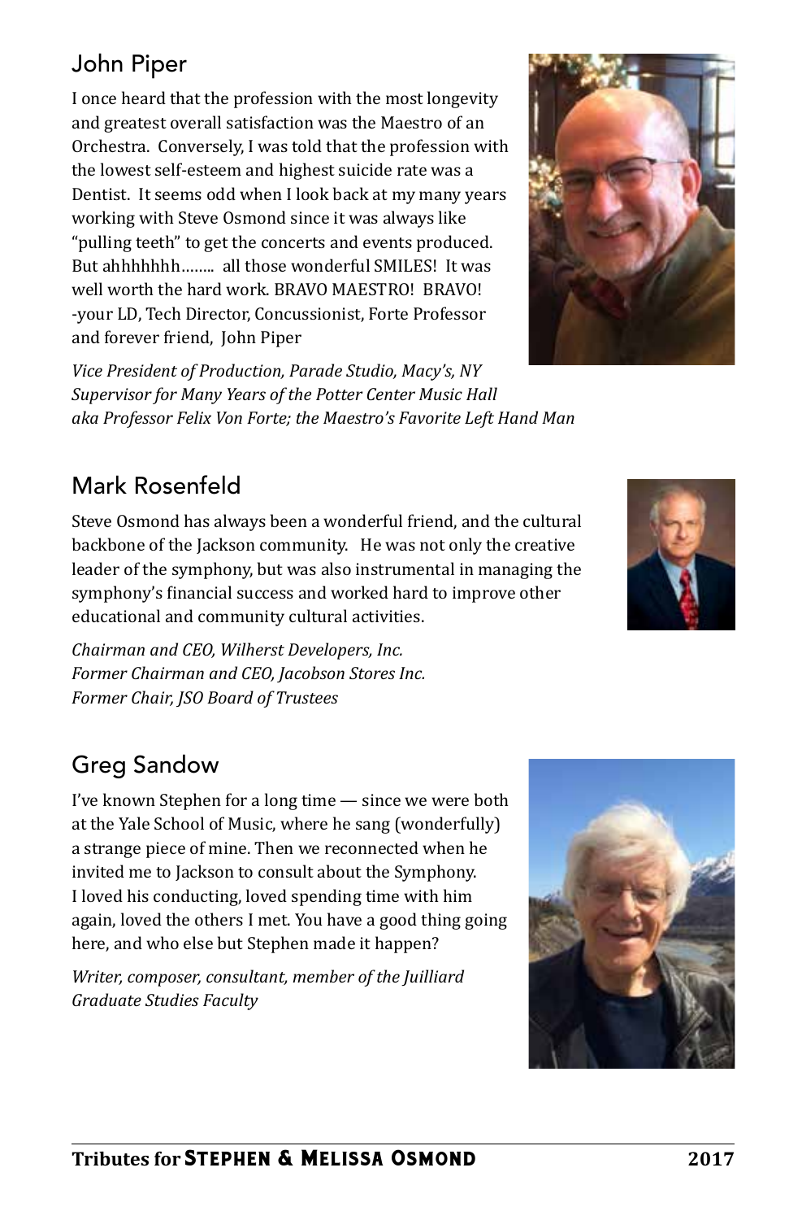## John Piper

I once heard that the profession with the most longevity and greatest overall satisfaction was the Maestro of an Orchestra. Conversely, I was told that the profession with the lowest self-esteem and highest suicide rate was a Dentist. It seems odd when I look back at my many years working with Steve Osmond since it was always like "pulling teeth" to get the concerts and events produced. But ahhhhhhh…….. all those wonderful SMILES! It was well worth the hard work. BRAVO MAESTRO! BRAVO! -your LD, Tech Director, Concussionist, Forte Professor and forever friend, John Piper

*Vice President of Production, Parade Studio, Macy's, NY*
*Supervisor for Many Years of the Potter Center Music Hall*
*aka Professor Felix Von Forte; the Maestro's Favorite Left Hand Man*

## Mark Rosenfeld

Steve Osmond has always been a wonderful friend, and the cultural backbone of the Jackson community. He was not only the creative leader of the symphony, but was also instrumental in managing the symphony's financial success and worked hard to improve other educational and community cultural activities.

*Chairman and CEO, Wilherst Developers, Inc.*
*Former Chairman and CEO, Jacobson Stores Inc.*
*Former Chair, JSO Board of Trustees*

## Greg Sandow

I've known Stephen for a long time — since we were both at the Yale School of Music, where he sang (wonderfully) a strange piece of mine. Then we reconnected when he invited me to Jackson to consult about the Symphony. I loved his conducting, loved spending time with him again, loved the others I met. You have a good thing going here, and who else but Stephen made it happen?

*Writer, composer, consultant, member of the Juilliard Graduate Studies Faculty*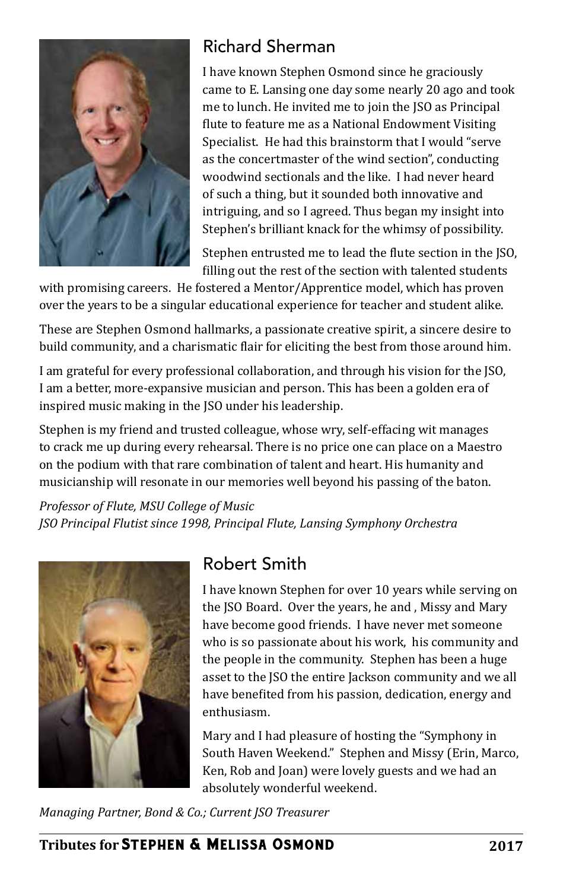## Richard Sherman

I have known Stephen Osmond since he graciously came to E. Lansing one day some nearly 20 ago and took me to lunch. He invited me to join the JSO as Principal flute to feature me as a National Endowment Visiting Specialist. He had this brainstorm that I would "serve as the concertmaster of the wind section", conducting woodwind sectionals and the like. I had never heard of such a thing, but it sounded both innovative and intriguing, and so I agreed. Thus began my insight into Stephen's brilliant knack for the whimsy of possibility.

Stephen entrusted me to lead the flute section in the JSO, filling out the rest of the section with talented students with promising careers. He fostered a Mentor/Apprentice model, which has proven over the years to be a singular educational experience for teacher and student alike.

These are Stephen Osmond hallmarks, a passionate creative spirit, a sincere desire to build community, and a charismatic flair for eliciting the best from those around him.

I am grateful for every professional collaboration, and through his vision for the JSO, I am a better, more-expansive musician and person. This has been a golden era of inspired music making in the JSO under his leadership.

Stephen is my friend and trusted colleague, whose wry, self-effacing wit manages to crack me up during every rehearsal. There is no price one can place on a Maestro on the podium with that rare combination of talent and heart. His humanity and musicianship will resonate in our memories well beyond his passing of the baton.

*Professor of Flute, MSU College of Music*
*JSO Principal Flutist since 1998, Principal Flute, Lansing Symphony Orchestra*

## Robert Smith

I have known Stephen for over 10 years while serving on the JSO Board. Over the years, he and , Missy and Mary have become good friends. I have never met someone who is so passionate about his work, his community and the people in the community. Stephen has been a huge asset to the JSO the entire Jackson community and we all have benefited from his passion, dedication, energy and enthusiasm.

Mary and I had pleasure of hosting the "Symphony in South Haven Weekend." Stephen and Missy (Erin, Marco, Ken, Rob and Joan) were lovely guests and we had an absolutely wonderful weekend.

*Managing Partner, Bond & Co.; Current JSO Treasurer*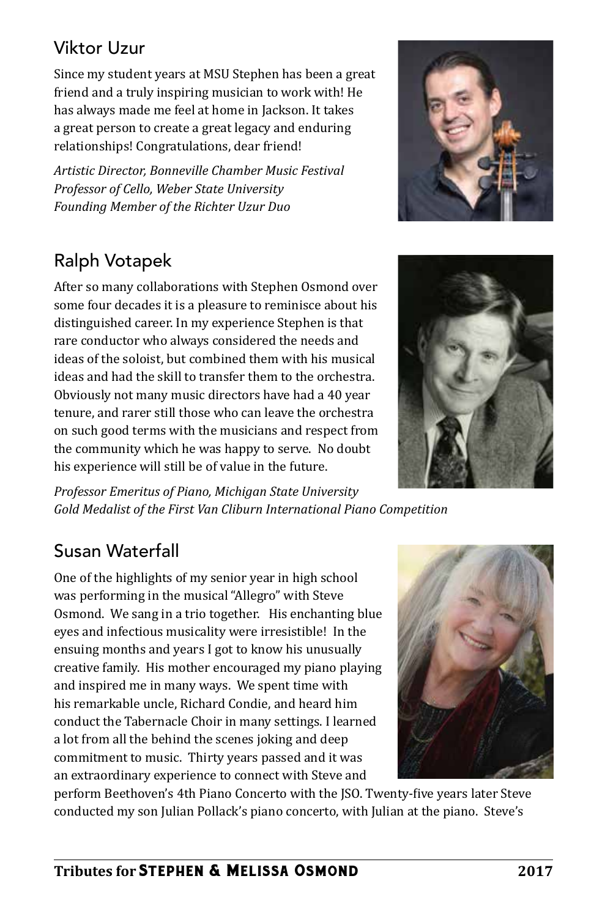## Viktor Uzur

Since my student years at MSU Stephen has been a great friend and a truly inspiring musician to work with! He has always made me feel at home in Jackson. It takes a great person to create a great legacy and enduring relationships! Congratulations, dear friend!

*Artistic Director, Bonneville Chamber Music Festival*
*Professor of Cello, Weber State University*
*Founding Member of the Richter Uzur Duo*

## Ralph Votapek

After so many collaborations with Stephen Osmond over some four decades it is a pleasure to reminisce about his distinguished career. In my experience Stephen is that rare conductor who always considered the needs and ideas of the soloist, but combined them with his musical ideas and had the skill to transfer them to the orchestra. Obviously not many music directors have had a 40 year tenure, and rarer still those who can leave the orchestra on such good terms with the musicians and respect from the community which he was happy to serve. No doubt his experience will still be of value in the future.

*Professor Emeritus of Piano, Michigan State University*
*Gold Medalist of the First Van Cliburn International Piano Competition*

## Susan Waterfall

One of the highlights of my senior year in high school was performing in the musical "Allegro" with Steve Osmond. We sang in a trio together. His enchanting blue eyes and infectious musicality were irresistible! In the ensuing months and years I got to know his unusually creative family. His mother encouraged my piano playing and inspired me in many ways. We spent time with his remarkable uncle, Richard Condie, and heard him conduct the Tabernacle Choir in many settings. I learned a lot from all the behind the scenes joking and deep commitment to music. Thirty years passed and it was an extraordinary experience to connect with Steve and perform Beethoven's 4th Piano Concerto with the JSO. Twenty-five years later Steve conducted my son Julian Pollack's piano concerto, with Julian at the piano. Steve's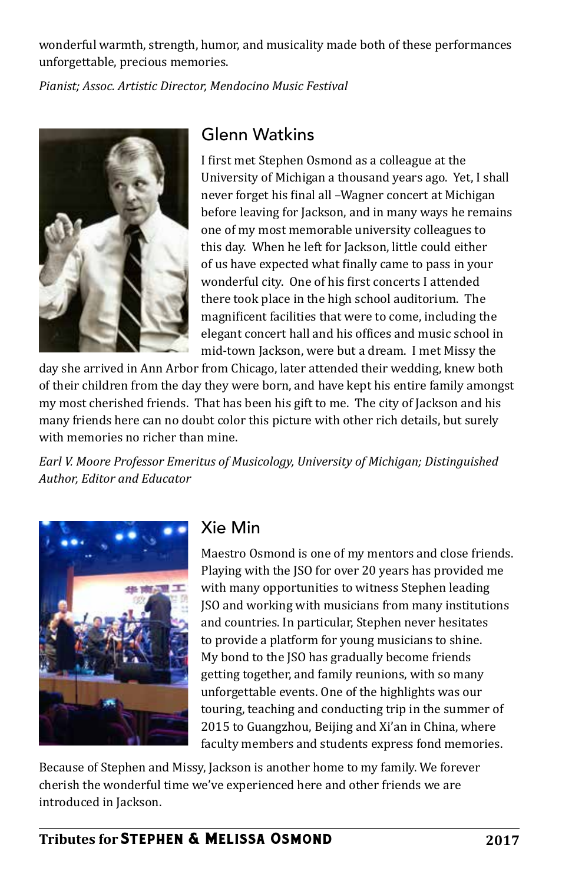wonderful warmth, strength, humor, and musicality made both of these performances unforgettable, precious memories.

*Pianist; Assoc. Artistic Director, Mendocino Music Festival*

## Glenn Watkins

I first met Stephen Osmond as a colleague at the University of Michigan a thousand years ago. Yet, I shall never forget his final all –Wagner concert at Michigan before leaving for Jackson, and in many ways he remains one of my most memorable university colleagues to this day. When he left for Jackson, little could either of us have expected what finally came to pass in your wonderful city. One of his first concerts I attended there took place in the high school auditorium. The magnificent facilities that were to come, including the elegant concert hall and his offices and music school in mid-town Jackson, were but a dream. I met Missy the day she arrived in Ann Arbor from Chicago, later attended their wedding, knew both of their children from the day they were born, and have kept his entire family amongst my most cherished friends. That has been his gift to me. The city of Jackson and his many friends here can no doubt color this picture with other rich details, but surely with memories no richer than mine.

*Earl V. Moore Professor Emeritus of Musicology, University of Michigan; Distinguished Author, Editor and Educator*

## Xie Min

Maestro Osmond is one of my mentors and close friends. Playing with the JSO for over 20 years has provided me with many opportunities to witness Stephen leading JSO and working with musicians from many institutions and countries. In particular, Stephen never hesitates to provide a platform for young musicians to shine. My bond to the JSO has gradually become friends getting together, and family reunions, with so many unforgettable events. One of the highlights was our touring, teaching and conducting trip in the summer of 2015 to Guangzhou, Beijing and Xi'an in China, where faculty members and students express fond memories.

Because of Stephen and Missy, Jackson is another home to my family. We forever cherish the wonderful time we've experienced here and other friends we are introduced in Jackson.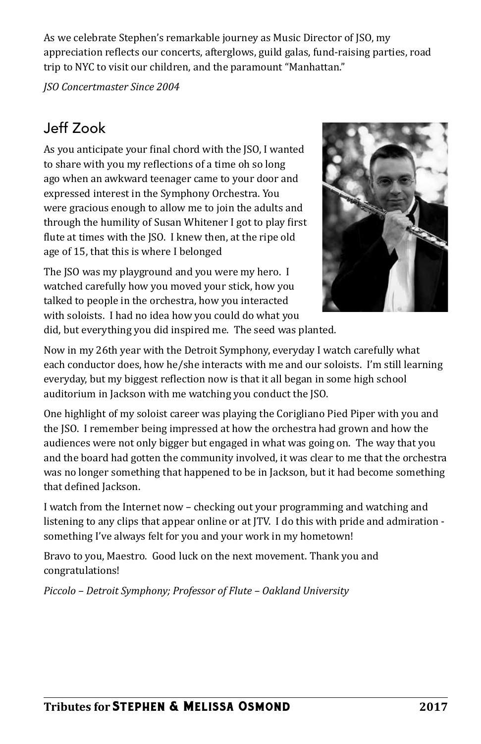As we celebrate Stephen's remarkable journey as Music Director of JSO, my appreciation reflects our concerts, afterglows, guild galas, fund-raising parties, road trip to NYC to visit our children, and the paramount "Manhattan."

*JSO Concertmaster Since 2004*

## Jeff Zook

As you anticipate your final chord with the JSO, I wanted to share with you my reflections of a time oh so long ago when an awkward teenager came to your door and expressed interest in the Symphony Orchestra. You were gracious enough to allow me to join the adults and through the humility of Susan Whitener I got to play first flute at times with the JSO. I knew then, at the ripe old age of 15, that this is where I belonged

The JSO was my playground and you were my hero. I watched carefully how you moved your stick, how you talked to people in the orchestra, how you interacted with soloists. I had no idea how you could do what you did, but everything you did inspired me. The seed was planted.

Now in my 26th year with the Detroit Symphony, everyday I watch carefully what each conductor does, how he/she interacts with me and our soloists. I'm still learning everyday, but my biggest reflection now is that it all began in some high school auditorium in Jackson with me watching you conduct the JSO.

One highlight of my soloist career was playing the Corigliano Pied Piper with you and the JSO. I remember being impressed at how the orchestra had grown and how the audiences were not only bigger but engaged in what was going on. The way that you and the board had gotten the community involved, it was clear to me that the orchestra was no longer something that happened to be in Jackson, but it had become something that defined Jackson.

I watch from the Internet now – checking out your programming and watching and listening to any clips that appear online or at JTV. I do this with pride and admiration - something I've always felt for you and your work in my hometown!

Bravo to you, Maestro. Good luck on the next movement. Thank you and congratulations!

*Piccolo – Detroit Symphony; Professor of Flute – Oakland University*